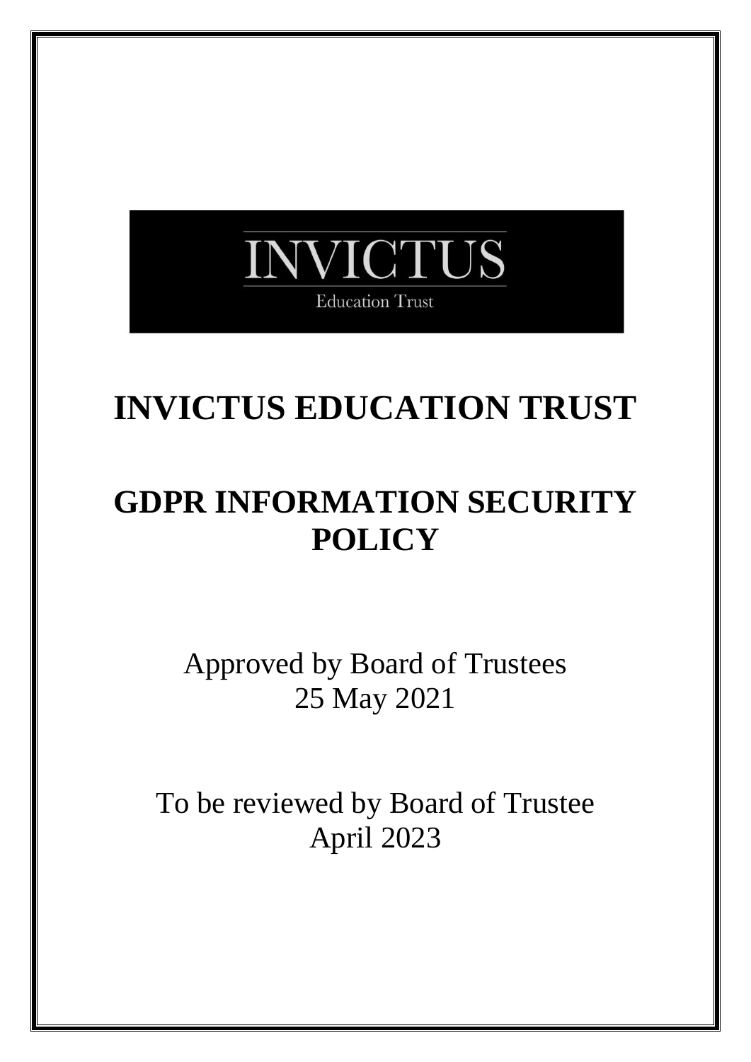INVICTUS

Education Trust

# INVICTUS EDUCATION TRUST

# GDPR INFORMATION SECURITY POLICY

Approved by Board of Trustees
25 May 2021

To be reviewed by Board of Trustee
April 2023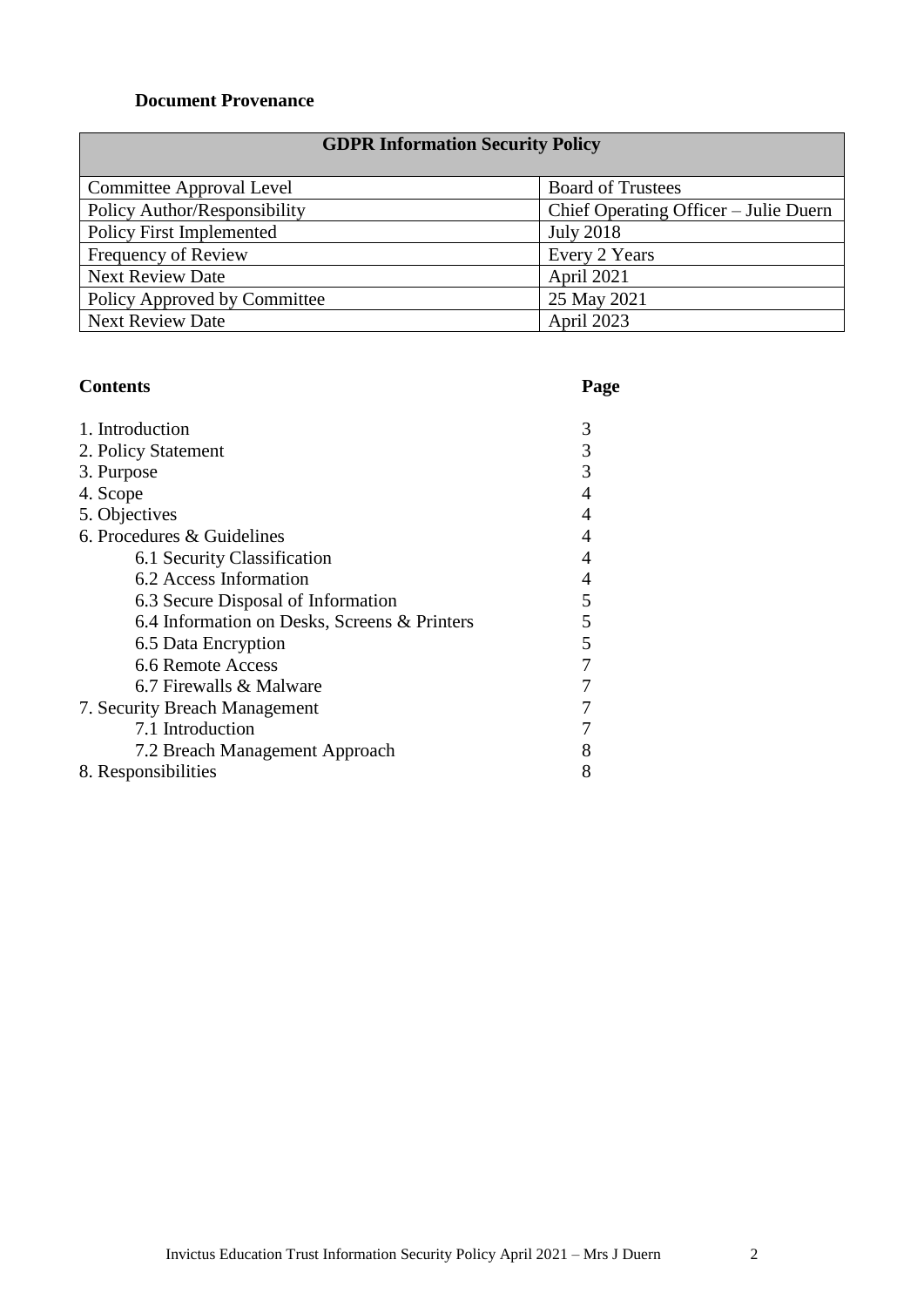**Document Provenance**

| GDPR Information Security Policy | |
|---|---|
| Committee Approval Level | Board of Trustees |
| Policy Author/Responsibility | Chief Operating Officer – Julie Duern |
| Policy First Implemented | July 2018 |
| Frequency of Review | Every 2 Years |
| Next Review Date | April 2021 |
| Policy Approved by Committee | 25 May 2021 |
| Next Review Date | April 2023 |

| Contents | Page |
|---|---|
| 1. Introduction | 3 |
| 2. Policy Statement | 3 |
| 3. Purpose | 3 |
| 4. Scope | 4 |
| 5. Objectives | 4 |
| 6. Procedures & Guidelines | 4 |
| 6.1 Security Classification | 4 |
| 6.2 Access Information | 4 |
| 6.3 Secure Disposal of Information | 5 |
| 6.4 Information on Desks, Screens & Printers | 5 |
| 6.5 Data Encryption | 5 |
| 6.6 Remote Access | 7 |
| 6.7 Firewalls & Malware | 7 |
| 7. Security Breach Management | 7 |
| 7.1 Introduction | 7 |
| 7.2 Breach Management Approach | 8 |
| 8. Responsibilities | 8 |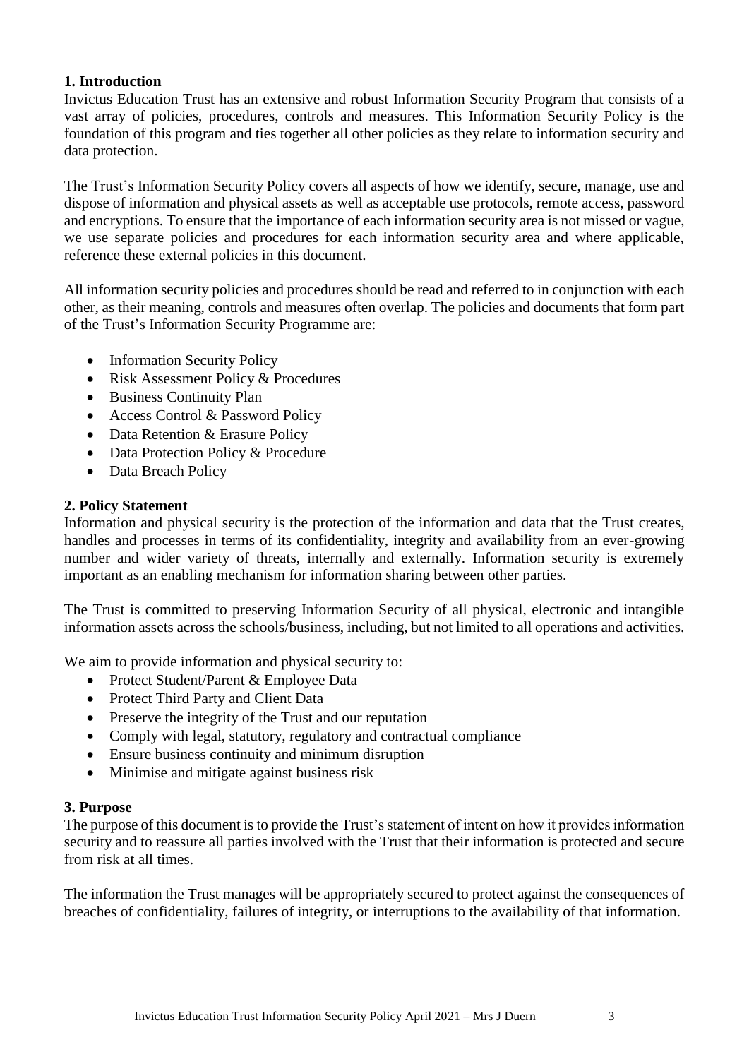## 1. Introduction

Invictus Education Trust has an extensive and robust Information Security Program that consists of a vast array of policies, procedures, controls and measures. This Information Security Policy is the foundation of this program and ties together all other policies as they relate to information security and data protection.

The Trust's Information Security Policy covers all aspects of how we identify, secure, manage, use and dispose of information and physical assets as well as acceptable use protocols, remote access, password and encryptions. To ensure that the importance of each information security area is not missed or vague, we use separate policies and procedures for each information security area and where applicable, reference these external policies in this document.

All information security policies and procedures should be read and referred to in conjunction with each other, as their meaning, controls and measures often overlap. The policies and documents that form part of the Trust's Information Security Programme are:

- Information Security Policy
- Risk Assessment Policy & Procedures
- Business Continuity Plan
- Access Control & Password Policy
- Data Retention & Erasure Policy
- Data Protection Policy & Procedure
- Data Breach Policy

## 2. Policy Statement

Information and physical security is the protection of the information and data that the Trust creates, handles and processes in terms of its confidentiality, integrity and availability from an ever-growing number and wider variety of threats, internally and externally. Information security is extremely important as an enabling mechanism for information sharing between other parties.

The Trust is committed to preserving Information Security of all physical, electronic and intangible information assets across the schools/business, including, but not limited to all operations and activities.

We aim to provide information and physical security to:

- Protect Student/Parent & Employee Data
- Protect Third Party and Client Data
- Preserve the integrity of the Trust and our reputation
- Comply with legal, statutory, regulatory and contractual compliance
- Ensure business continuity and minimum disruption
- Minimise and mitigate against business risk

## 3. Purpose

The purpose of this document is to provide the Trust's statement of intent on how it provides information security and to reassure all parties involved with the Trust that their information is protected and secure from risk at all times.

The information the Trust manages will be appropriately secured to protect against the consequences of breaches of confidentiality, failures of integrity, or interruptions to the availability of that information.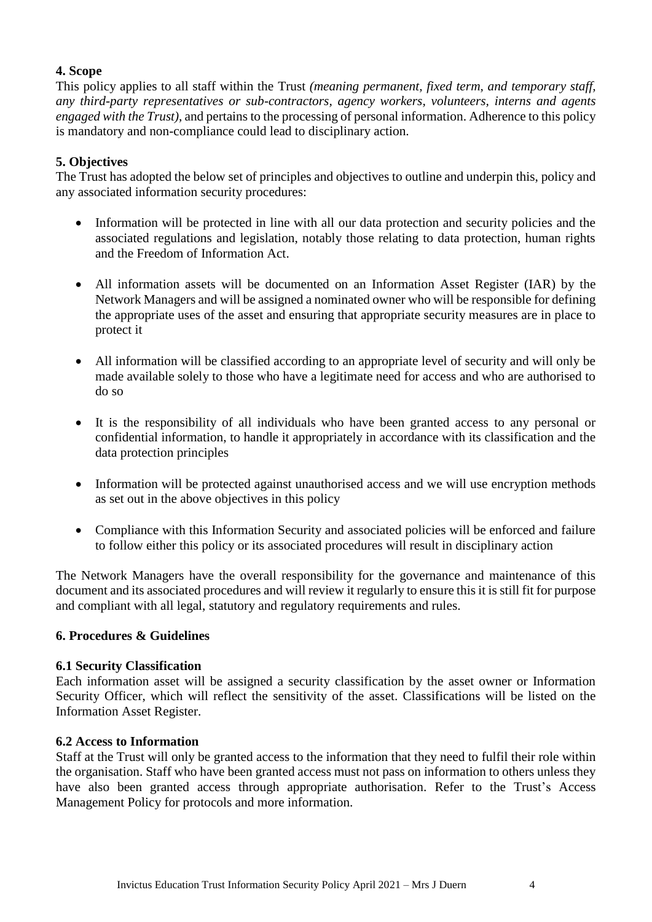## 4. Scope

This policy applies to all staff within the Trust *(meaning permanent, fixed term, and temporary staff, any third-party representatives or sub-contractors, agency workers, volunteers, interns and agents engaged with the Trust),* and pertains to the processing of personal information. Adherence to this policy is mandatory and non-compliance could lead to disciplinary action.

## 5. Objectives

The Trust has adopted the below set of principles and objectives to outline and underpin this, policy and any associated information security procedures:

- Information will be protected in line with all our data protection and security policies and the associated regulations and legislation, notably those relating to data protection, human rights and the Freedom of Information Act.
- All information assets will be documented on an Information Asset Register (IAR) by the Network Managers and will be assigned a nominated owner who will be responsible for defining the appropriate uses of the asset and ensuring that appropriate security measures are in place to protect it
- All information will be classified according to an appropriate level of security and will only be made available solely to those who have a legitimate need for access and who are authorised to do so
- It is the responsibility of all individuals who have been granted access to any personal or confidential information, to handle it appropriately in accordance with its classification and the data protection principles
- Information will be protected against unauthorised access and we will use encryption methods as set out in the above objectives in this policy
- Compliance with this Information Security and associated policies will be enforced and failure to follow either this policy or its associated procedures will result in disciplinary action

The Network Managers have the overall responsibility for the governance and maintenance of this document and its associated procedures and will review it regularly to ensure this it is still fit for purpose and compliant with all legal, statutory and regulatory requirements and rules.

## 6. Procedures & Guidelines

### 6.1 Security Classification

Each information asset will be assigned a security classification by the asset owner or Information Security Officer, which will reflect the sensitivity of the asset. Classifications will be listed on the Information Asset Register.

### 6.2 Access to Information

Staff at the Trust will only be granted access to the information that they need to fulfil their role within the organisation. Staff who have been granted access must not pass on information to others unless they have also been granted access through appropriate authorisation. Refer to the Trust's Access Management Policy for protocols and more information.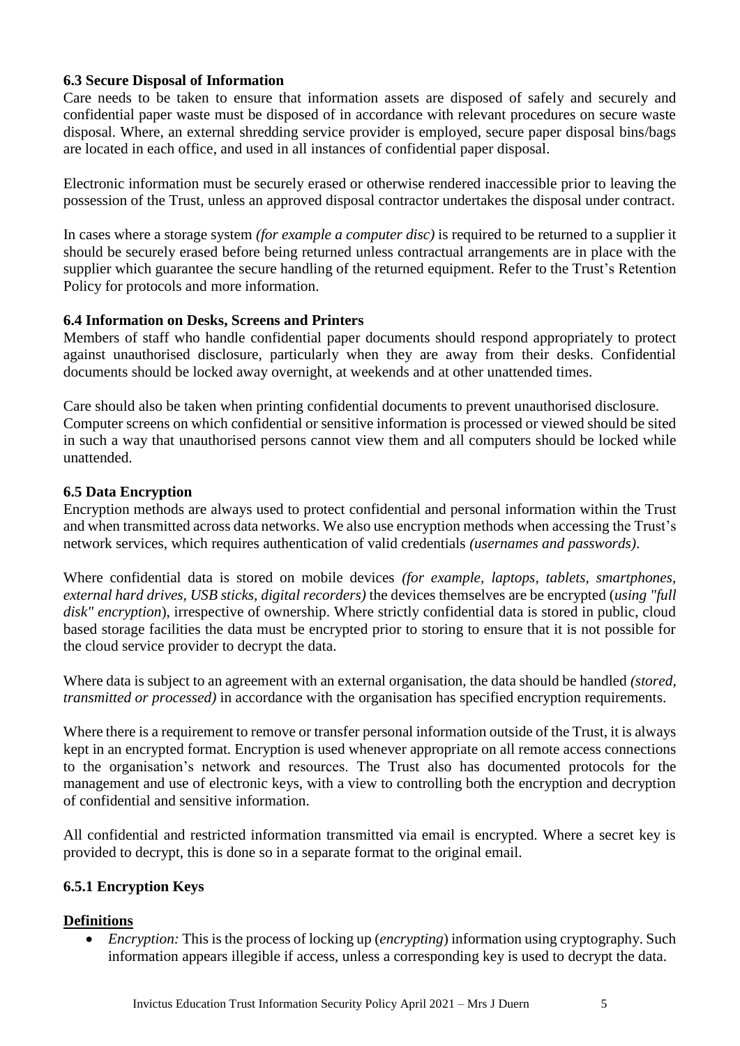### 6.3 Secure Disposal of Information

Care needs to be taken to ensure that information assets are disposed of safely and securely and confidential paper waste must be disposed of in accordance with relevant procedures on secure waste disposal. Where, an external shredding service provider is employed, secure paper disposal bins/bags are located in each office, and used in all instances of confidential paper disposal.

Electronic information must be securely erased or otherwise rendered inaccessible prior to leaving the possession of the Trust, unless an approved disposal contractor undertakes the disposal under contract.

In cases where a storage system *(for example a computer disc)* is required to be returned to a supplier it should be securely erased before being returned unless contractual arrangements are in place with the supplier which guarantee the secure handling of the returned equipment. Refer to the Trust's Retention Policy for protocols and more information.

### 6.4 Information on Desks, Screens and Printers

Members of staff who handle confidential paper documents should respond appropriately to protect against unauthorised disclosure, particularly when they are away from their desks. Confidential documents should be locked away overnight, at weekends and at other unattended times.

Care should also be taken when printing confidential documents to prevent unauthorised disclosure. Computer screens on which confidential or sensitive information is processed or viewed should be sited in such a way that unauthorised persons cannot view them and all computers should be locked while unattended.

### 6.5 Data Encryption

Encryption methods are always used to protect confidential and personal information within the Trust and when transmitted across data networks. We also use encryption methods when accessing the Trust's network services, which requires authentication of valid credentials *(usernames and passwords)*.

Where confidential data is stored on mobile devices *(for example, laptops, tablets, smartphones, external hard drives, USB sticks, digital recorders)* the devices themselves are be encrypted (*using "full disk" encryption*), irrespective of ownership. Where strictly confidential data is stored in public, cloud based storage facilities the data must be encrypted prior to storing to ensure that it is not possible for the cloud service provider to decrypt the data.

Where data is subject to an agreement with an external organisation, the data should be handled *(stored, transmitted or processed)* in accordance with the organisation has specified encryption requirements.

Where there is a requirement to remove or transfer personal information outside of the Trust, it is always kept in an encrypted format. Encryption is used whenever appropriate on all remote access connections to the organisation's network and resources. The Trust also has documented protocols for the management and use of electronic keys, with a view to controlling both the encryption and decryption of confidential and sensitive information.

All confidential and restricted information transmitted via email is encrypted. Where a secret key is provided to decrypt, this is done so in a separate format to the original email.

#### 6.5.1 Encryption Keys

**Definitions**

- *Encryption:* This is the process of locking up (*encrypting*) information using cryptography. Such information appears illegible if access, unless a corresponding key is used to decrypt the data.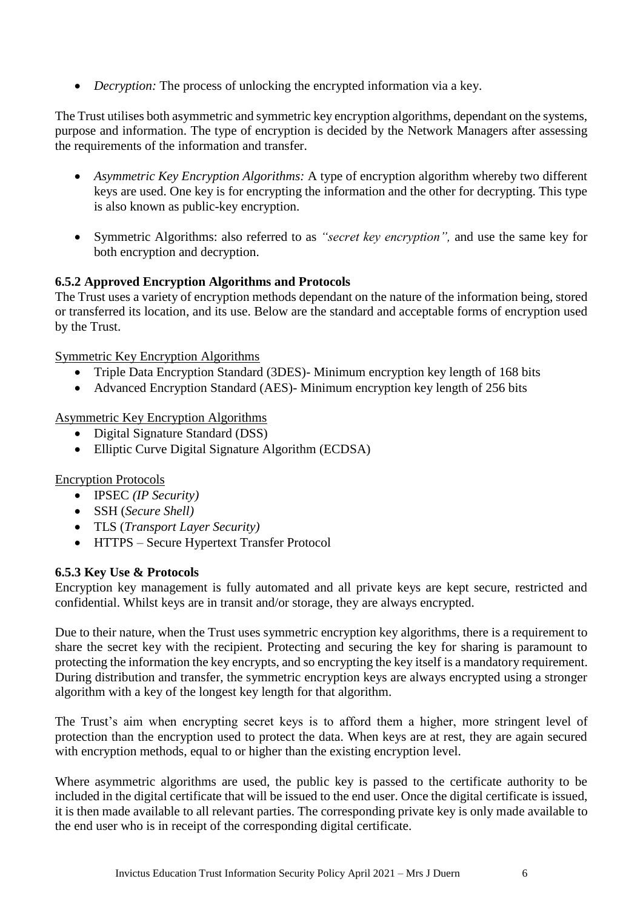- *Decryption:* The process of unlocking the encrypted information via a key.

The Trust utilises both asymmetric and symmetric key encryption algorithms, dependant on the systems, purpose and information. The type of encryption is decided by the Network Managers after assessing the requirements of the information and transfer.

- *Asymmetric Key Encryption Algorithms:* A type of encryption algorithm whereby two different keys are used. One key is for encrypting the information and the other for decrypting. This type is also known as public-key encryption.

- Symmetric Algorithms: also referred to as *"secret key encryption",* and use the same key for both encryption and decryption.

### 6.5.2 Approved Encryption Algorithms and Protocols

The Trust uses a variety of encryption methods dependant on the nature of the information being, stored or transferred its location, and its use. Below are the standard and acceptable forms of encryption used by the Trust.

<u>Symmetric Key Encryption Algorithms</u>

- Triple Data Encryption Standard (3DES)- Minimum encryption key length of 168 bits
- Advanced Encryption Standard (AES)- Minimum encryption key length of 256 bits

<u>Asymmetric Key Encryption Algorithms</u>

- Digital Signature Standard (DSS)
- Elliptic Curve Digital Signature Algorithm (ECDSA)

<u>Encryption Protocols</u>

- IPSEC *(IP Security)*
- SSH (*Secure Shell)*
- TLS (*Transport Layer Security)*
- HTTPS – Secure Hypertext Transfer Protocol

### 6.5.3 Key Use & Protocols

Encryption key management is fully automated and all private keys are kept secure, restricted and confidential. Whilst keys are in transit and/or storage, they are always encrypted.

Due to their nature, when the Trust uses symmetric encryption key algorithms, there is a requirement to share the secret key with the recipient. Protecting and securing the key for sharing is paramount to protecting the information the key encrypts, and so encrypting the key itself is a mandatory requirement. During distribution and transfer, the symmetric encryption keys are always encrypted using a stronger algorithm with a key of the longest key length for that algorithm.

The Trust's aim when encrypting secret keys is to afford them a higher, more stringent level of protection than the encryption used to protect the data. When keys are at rest, they are again secured with encryption methods, equal to or higher than the existing encryption level.

Where asymmetric algorithms are used, the public key is passed to the certificate authority to be included in the digital certificate that will be issued to the end user. Once the digital certificate is issued, it is then made available to all relevant parties. The corresponding private key is only made available to the end user who is in receipt of the corresponding digital certificate.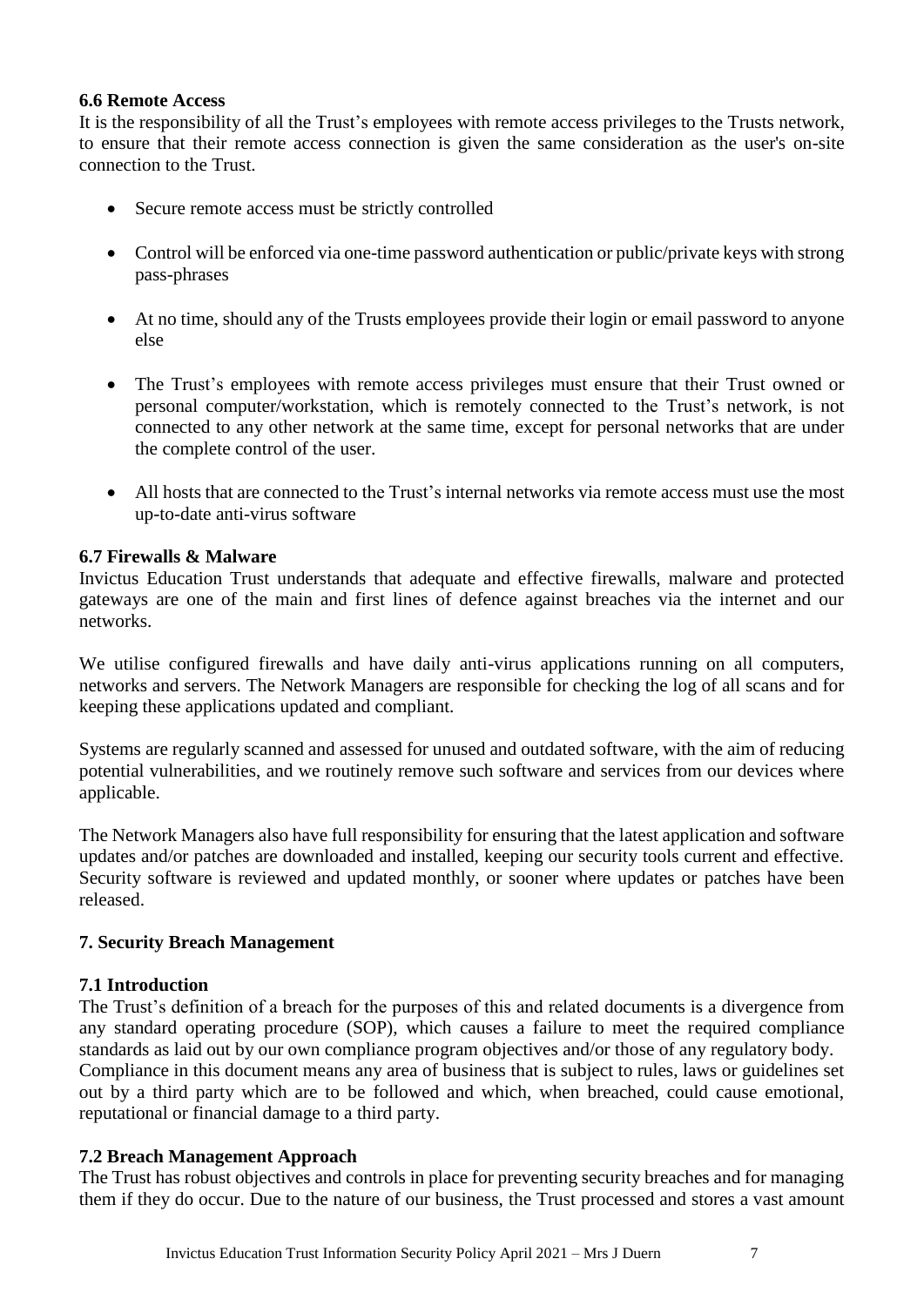### 6.6 Remote Access

It is the responsibility of all the Trust's employees with remote access privileges to the Trusts network, to ensure that their remote access connection is given the same consideration as the user's on-site connection to the Trust.

- Secure remote access must be strictly controlled
- Control will be enforced via one-time password authentication or public/private keys with strong pass-phrases
- At no time, should any of the Trusts employees provide their login or email password to anyone else
- The Trust's employees with remote access privileges must ensure that their Trust owned or personal computer/workstation, which is remotely connected to the Trust's network, is not connected to any other network at the same time, except for personal networks that are under the complete control of the user.
- All hosts that are connected to the Trust's internal networks via remote access must use the most up-to-date anti-virus software

### 6.7 Firewalls & Malware

Invictus Education Trust understands that adequate and effective firewalls, malware and protected gateways are one of the main and first lines of defence against breaches via the internet and our networks.

We utilise configured firewalls and have daily anti-virus applications running on all computers, networks and servers. The Network Managers are responsible for checking the log of all scans and for keeping these applications updated and compliant.

Systems are regularly scanned and assessed for unused and outdated software, with the aim of reducing potential vulnerabilities, and we routinely remove such software and services from our devices where applicable.

The Network Managers also have full responsibility for ensuring that the latest application and software updates and/or patches are downloaded and installed, keeping our security tools current and effective. Security software is reviewed and updated monthly, or sooner where updates or patches have been released.

## 7. Security Breach Management

### 7.1 Introduction

The Trust's definition of a breach for the purposes of this and related documents is a divergence from any standard operating procedure (SOP), which causes a failure to meet the required compliance standards as laid out by our own compliance program objectives and/or those of any regulatory body. Compliance in this document means any area of business that is subject to rules, laws or guidelines set out by a third party which are to be followed and which, when breached, could cause emotional, reputational or financial damage to a third party.

### 7.2 Breach Management Approach

The Trust has robust objectives and controls in place for preventing security breaches and for managing them if they do occur. Due to the nature of our business, the Trust processed and stores a vast amount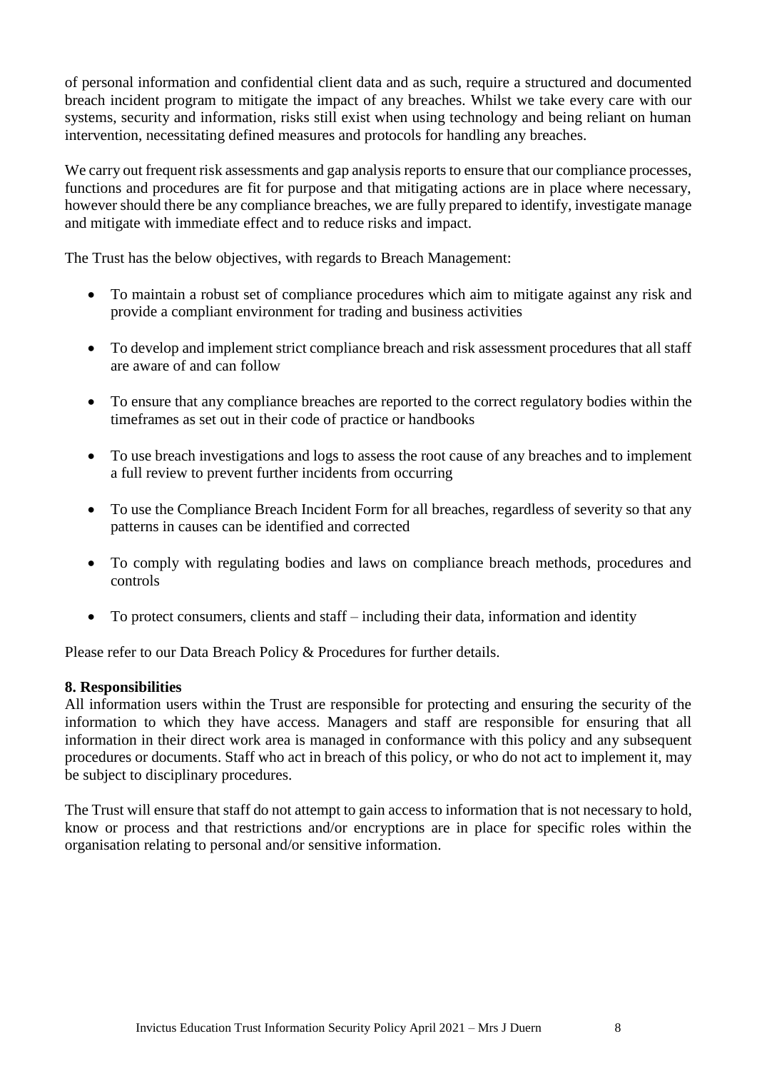of personal information and confidential client data and as such, require a structured and documented breach incident program to mitigate the impact of any breaches. Whilst we take every care with our systems, security and information, risks still exist when using technology and being reliant on human intervention, necessitating defined measures and protocols for handling any breaches.

We carry out frequent risk assessments and gap analysis reports to ensure that our compliance processes, functions and procedures are fit for purpose and that mitigating actions are in place where necessary, however should there be any compliance breaches, we are fully prepared to identify, investigate manage and mitigate with immediate effect and to reduce risks and impact.

The Trust has the below objectives, with regards to Breach Management:

- To maintain a robust set of compliance procedures which aim to mitigate against any risk and provide a compliant environment for trading and business activities
- To develop and implement strict compliance breach and risk assessment procedures that all staff are aware of and can follow
- To ensure that any compliance breaches are reported to the correct regulatory bodies within the timeframes as set out in their code of practice or handbooks
- To use breach investigations and logs to assess the root cause of any breaches and to implement a full review to prevent further incidents from occurring
- To use the Compliance Breach Incident Form for all breaches, regardless of severity so that any patterns in causes can be identified and corrected
- To comply with regulating bodies and laws on compliance breach methods, procedures and controls
- To protect consumers, clients and staff – including their data, information and identity

Please refer to our Data Breach Policy & Procedures for further details.

**8. Responsibilities**

All information users within the Trust are responsible for protecting and ensuring the security of the information to which they have access. Managers and staff are responsible for ensuring that all information in their direct work area is managed in conformance with this policy and any subsequent procedures or documents. Staff who act in breach of this policy, or who do not act to implement it, may be subject to disciplinary procedures.

The Trust will ensure that staff do not attempt to gain access to information that is not necessary to hold, know or process and that restrictions and/or encryptions are in place for specific roles within the organisation relating to personal and/or sensitive information.